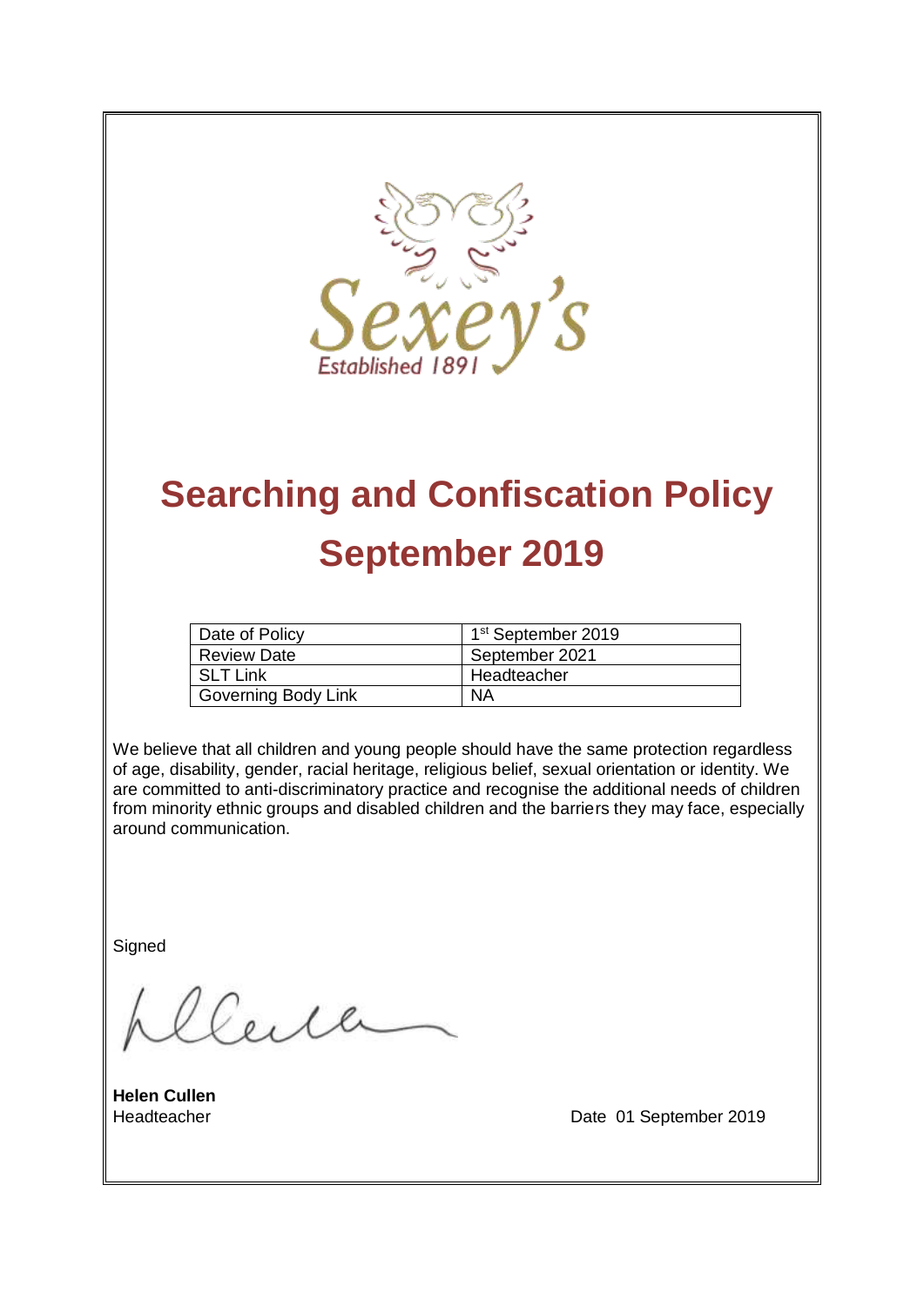Sexey's
Established 1891

# Searching and Confiscation Policy September 2019

| Date of Policy | 1st September 2019 |
|---|---|
| Review Date | September 2021 |
| SLT Link | Headteacher |
| Governing Body Link | NA |

We believe that all children and young people should have the same protection regardless of age, disability, gender, racial heritage, religious belief, sexual orientation or identity. We are committed to anti-discriminatory practice and recognise the additional needs of children from minority ethnic groups and disabled children and the barriers they may face, especially around communication.

Signed

**Helen Cullen**
Headteacher

Date 01 September 2019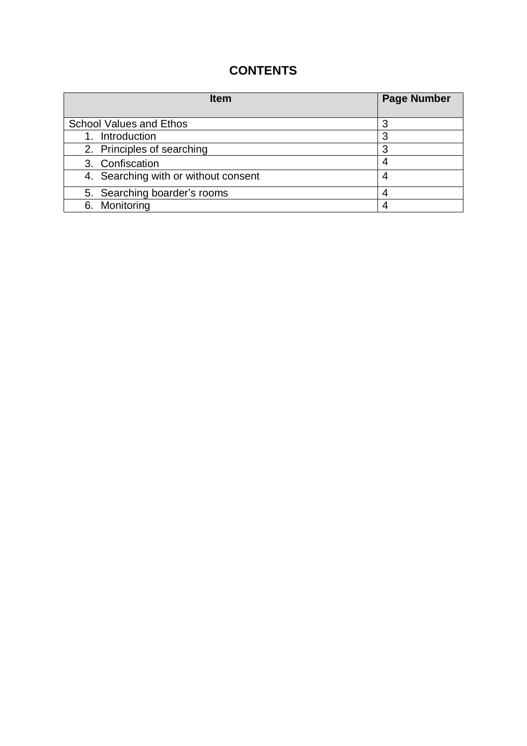# CONTENTS

| Item | Page Number |
|---|---|
| School Values and Ethos | 3 |
| 1. Introduction | 3 |
| 2. Principles of searching | 3 |
| 3. Confiscation | 4 |
| 4. Searching with or without consent | 4 |
| 5. Searching boarder’s rooms | 4 |
| 6. Monitoring | 4 |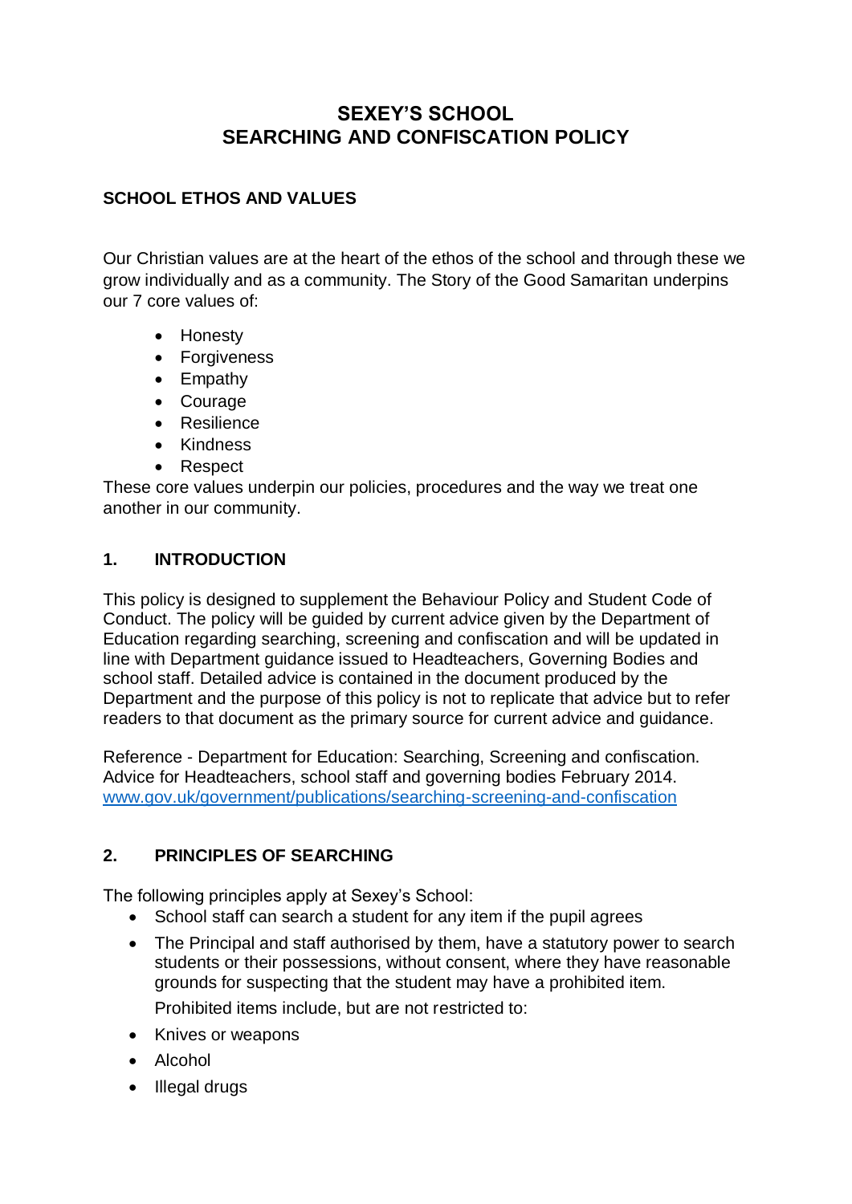# SEXEY'S SCHOOL
# SEARCHING AND CONFISCATION POLICY

## SCHOOL ETHOS AND VALUES

Our Christian values are at the heart of the ethos of the school and through these we grow individually and as a community. The Story of the Good Samaritan underpins our 7 core values of:

- Honesty
- Forgiveness
- Empathy
- Courage
- Resilience
- Kindness
- Respect

These core values underpin our policies, procedures and the way we treat one another in our community.

## 1. INTRODUCTION

This policy is designed to supplement the Behaviour Policy and Student Code of Conduct. The policy will be guided by current advice given by the Department of Education regarding searching, screening and confiscation and will be updated in line with Department guidance issued to Headteachers, Governing Bodies and school staff. Detailed advice is contained in the document produced by the Department and the purpose of this policy is not to replicate that advice but to refer readers to that document as the primary source for current advice and guidance.

Reference - Department for Education: Searching, Screening and confiscation. Advice for Headteachers, school staff and governing bodies February 2014. [www.gov.uk/government/publications/searching-screening-and-confiscation](www.gov.uk/government/publications/searching-screening-and-confiscation)

## 2. PRINCIPLES OF SEARCHING

The following principles apply at Sexey's School:

- School staff can search a student for any item if the pupil agrees
- The Principal and staff authorised by them, have a statutory power to search students or their possessions, without consent, where they have reasonable grounds for suspecting that the student may have a prohibited item.

  Prohibited items include, but are not restricted to:

- Knives or weapons
- Alcohol
- Illegal drugs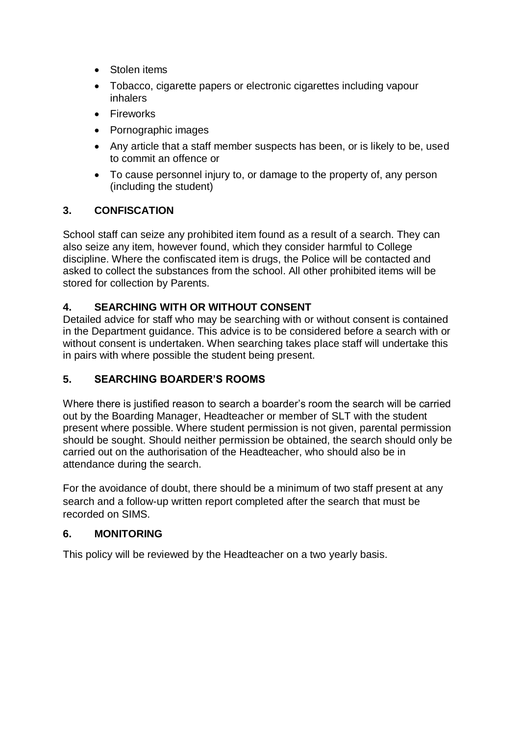- Stolen items
- Tobacco, cigarette papers or electronic cigarettes including vapour inhalers
- Fireworks
- Pornographic images
- Any article that a staff member suspects has been, or is likely to be, used to commit an offence or
- To cause personnel injury to, or damage to the property of, any person (including the student)

## 3. CONFISCATION

School staff can seize any prohibited item found as a result of a search. They can also seize any item, however found, which they consider harmful to College discipline. Where the confiscated item is drugs, the Police will be contacted and asked to collect the substances from the school. All other prohibited items will be stored for collection by Parents.

## 4. SEARCHING WITH OR WITHOUT CONSENT

Detailed advice for staff who may be searching with or without consent is contained in the Department guidance. This advice is to be considered before a search with or without consent is undertaken. When searching takes place staff will undertake this in pairs with where possible the student being present.

## 5. SEARCHING BOARDER'S ROOMS

Where there is justified reason to search a boarder's room the search will be carried out by the Boarding Manager, Headteacher or member of SLT with the student present where possible. Where student permission is not given, parental permission should be sought. Should neither permission be obtained, the search should only be carried out on the authorisation of the Headteacher, who should also be in attendance during the search.

For the avoidance of doubt, there should be a minimum of two staff present at any search and a follow-up written report completed after the search that must be recorded on SIMS.

## 6. MONITORING

This policy will be reviewed by the Headteacher on a two yearly basis.